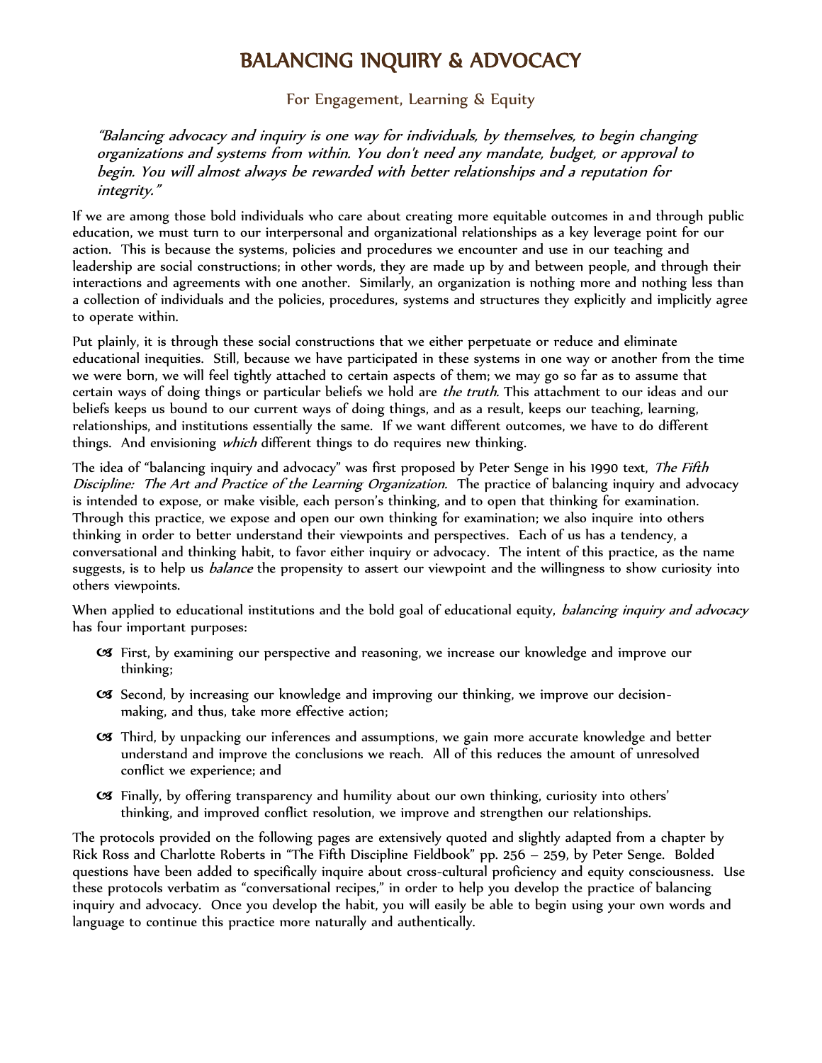# BALANCING INQUIRY & ADVOCACY

## For Engagement, Learning & Equity

> *"Balancing advocacy and inquiry is one way for individuals, by themselves, to begin changing organizations and systems from within. You don't need any mandate, budget, or approval to begin. You will almost always be rewarded with better relationships and a reputation for integrity."*

If we are among those bold individuals who care about creating more equitable outcomes in and through public education, we must turn to our interpersonal and organizational relationships as a key leverage point for our action. This is because the systems, policies and procedures we encounter and use in our teaching and leadership are social constructions; in other words, they are made up by and between people, and through their interactions and agreements with one another. Similarly, an organization is nothing more and nothing less than a collection of individuals and the policies, procedures, systems and structures they explicitly and implicitly agree to operate within.

Put plainly, it is through these social constructions that we either perpetuate or reduce and eliminate educational inequities. Still, because we have participated in these systems in one way or another from the time we were born, we will feel tightly attached to certain aspects of them; we may go so far as to assume that certain ways of doing things or particular beliefs we hold are *the truth.* This attachment to our ideas and our beliefs keeps us bound to our current ways of doing things, and as a result, keeps our teaching, learning, relationships, and institutions essentially the same. If we want different outcomes, we have to do different things. And envisioning *which* different things to do requires new thinking.

The idea of "balancing inquiry and advocacy" was first proposed by Peter Senge in his 1990 text, *The Fifth Discipline: The Art and Practice of the Learning Organization.* The practice of balancing inquiry and advocacy is intended to expose, or make visible, each person's thinking, and to open that thinking for examination. Through this practice, we expose and open our own thinking for examination; we also inquire into others thinking in order to better understand their viewpoints and perspectives. Each of us has a tendency, a conversational and thinking habit, to favor either inquiry or advocacy. The intent of this practice, as the name suggests, is to help us *balance* the propensity to assert our viewpoint and the willingness to show curiosity into others viewpoints.

When applied to educational institutions and the bold goal of educational equity, *balancing inquiry and advocacy* has four important purposes:

- First, by examining our perspective and reasoning, we increase our knowledge and improve our thinking;
- Second, by increasing our knowledge and improving our thinking, we improve our decision-making, and thus, take more effective action;
- Third, by unpacking our inferences and assumptions, we gain more accurate knowledge and better understand and improve the conclusions we reach. All of this reduces the amount of unresolved conflict we experience; and
- Finally, by offering transparency and humility about our own thinking, curiosity into others' thinking, and improved conflict resolution, we improve and strengthen our relationships.

The protocols provided on the following pages are extensively quoted and slightly adapted from a chapter by Rick Ross and Charlotte Roberts in "The Fifth Discipline Fieldbook" pp. 256 – 259, by Peter Senge. Bolded questions have been added to specifically inquire about cross-cultural proficiency and equity consciousness. Use these protocols verbatim as "conversational recipes," in order to help you develop the practice of balancing inquiry and advocacy. Once you develop the habit, you will easily be able to begin using your own words and language to continue this practice more naturally and authentically.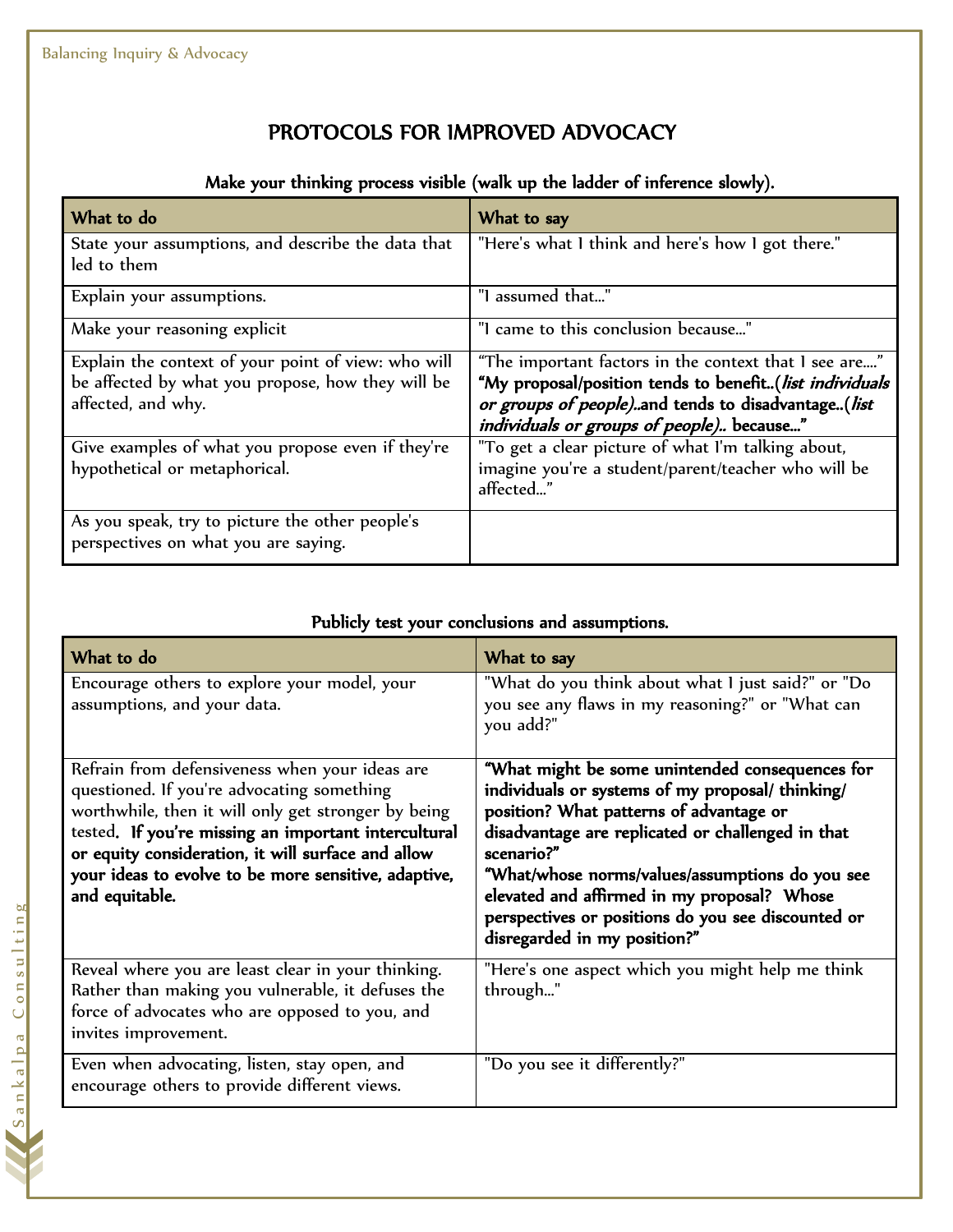# PROTOCOLS FOR IMPROVED ADVOCACY

**Make your thinking process visible (walk up the ladder of inference slowly).**

| What to do | What to say |
|---|---|
| State your assumptions, and describe the data that led to them | "Here's what I think and here's how I got there." |
| Explain your assumptions. | "I assumed that..." |
| Make your reasoning explicit | "I came to this conclusion because..." |
| Explain the context of your point of view: who will be affected by what you propose, how they will be affected, and why. | "The important factors in the context that I see are...." **"My proposal/position tends to benefit..(*list individuals or groups of people*)..and tends to disadvantage..(*list individuals or groups of people*).. because..."** |
| Give examples of what you propose even if they're hypothetical or metaphorical. | "To get a clear picture of what I'm talking about, imagine you're a student/parent/teacher who will be affected..." |
| As you speak, try to picture the other people's perspectives on what you are saying. | |

**Publicly test your conclusions and assumptions.**

| What to do | What to say |
|---|---|
| Encourage others to explore your model, your assumptions, and your data. | "What do you think about what I just said?" or "Do you see any flaws in my reasoning?" or "What can you add?" |
| Refrain from defensiveness when your ideas are questioned. If you're advocating something worthwhile, then it will only get stronger by being tested. **If you're missing an important intercultural or equity consideration, it will surface and allow your ideas to evolve to be more sensitive, adaptive, and equitable.** | **"What might be some unintended consequences for individuals or systems of my proposal/ thinking/ position? What patterns of advantage or disadvantage are replicated or challenged in that scenario?" "What/whose norms/values/assumptions do you see elevated and affirmed in my proposal? Whose perspectives or positions do you see discounted or disregarded in my position?"** |
| Reveal where you are least clear in your thinking. Rather than making you vulnerable, it defuses the force of advocates who are opposed to you, and invites improvement. | "Here's one aspect which you might help me think through..." |
| Even when advocating, listen, stay open, and encourage others to provide different views. | "Do you see it differently?" |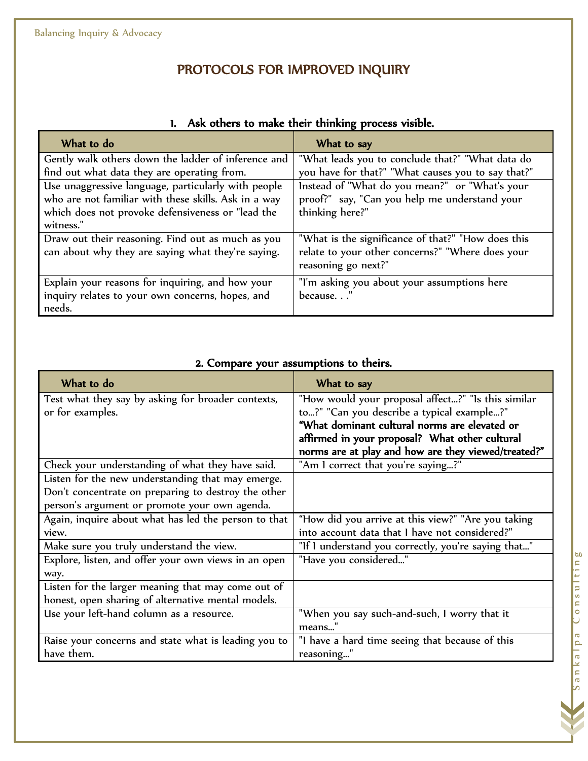# PROTOCOLS FOR IMPROVED INQUIRY

## 1. Ask others to make their thinking process visible.

| What to do | What to say |
|---|---|
| Gently walk others down the ladder of inference and find out what data they are operating from. | "What leads you to conclude that?" "What data do you have for that?" "What causes you to say that?" |
| Use unaggressive language, particularly with people who are not familiar with these skills. Ask in a way which does not provoke defensiveness or "lead the witness." | Instead of "What do you mean?" or "What's your proof?" say, "Can you help me understand your thinking here?" |
| Draw out their reasoning. Find out as much as you can about why they are saying what they're saying. | "What is the significance of that?" "How does this relate to your other concerns?" "Where does your reasoning go next?" |
| Explain your reasons for inquiring, and how your inquiry relates to your own concerns, hopes, and needs. | "I'm asking you about your assumptions here because. . ." |

## 2. Compare your assumptions to theirs.

| What to do | What to say |
|---|---|
| Test what they say by asking for broader contexts, or for examples. | "How would your proposal affect...?" "Is this similar to...?" "Can you describe a typical example...?" **"What dominant cultural norms are elevated or affirmed in your proposal? What other cultural norms are at play and how are they viewed/treated?"** |
| Check your understanding of what they have said. | "Am I correct that you're saying...?" |
| Listen for the new understanding that may emerge. Don't concentrate on preparing to destroy the other person's argument or promote your own agenda. | |
| Again, inquire about what has led the person to that view. | "How did you arrive at this view?" "Are you taking into account data that I have not considered?" |
| Make sure you truly understand the view. | "If I understand you correctly, you're saying that..." |
| Explore, listen, and offer your own views in an open way. | "Have you considered..." |
| Listen for the larger meaning that may come out of honest, open sharing of alternative mental models. | |
| Use your left-hand column as a resource. | "When you say such-and-such, I worry that it means..." |
| Raise your concerns and state what is leading you to have them. | "I have a hard time seeing that because of this reasoning..." |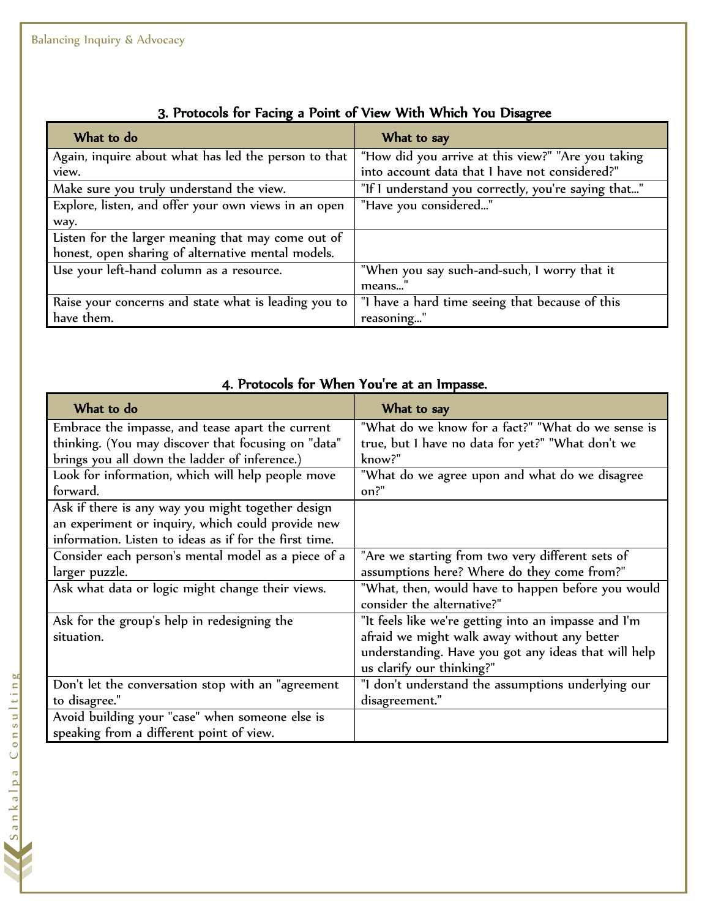### 3. Protocols for Facing a Point of View With Which You Disagree

| What to do | What to say |
|---|---|
| Again, inquire about what has led the person to that view. | "How did you arrive at this view?" "Are you taking into account data that I have not considered?" |
| Make sure you truly understand the view. | "If I understand you correctly, you're saying that..." |
| Explore, listen, and offer your own views in an open way. | "Have you considered..." |
| Listen for the larger meaning that may come out of honest, open sharing of alternative mental models. | |
| Use your left-hand column as a resource. | "When you say such-and-such, I worry that it means..." |
| Raise your concerns and state what is leading you to have them. | "I have a hard time seeing that because of this reasoning..." |

### 4. Protocols for When You're at an Impasse.

| What to do | What to say |
|---|---|
| Embrace the impasse, and tease apart the current thinking. (You may discover that focusing on "data" brings you all down the ladder of inference.) | "What do we know for a fact?" "What do we sense is true, but I have no data for yet?" "What don't we know?" |
| Look for information, which will help people move forward. | "What do we agree upon and what do we disagree on?" |
| Ask if there is any way you might together design an experiment or inquiry, which could provide new information. Listen to ideas as if for the first time. | |
| Consider each person's mental model as a piece of a larger puzzle. | "Are we starting from two very different sets of assumptions here? Where do they come from?" |
| Ask what data or logic might change their views. | "What, then, would have to happen before you would consider the alternative?" |
| Ask for the group's help in redesigning the situation. | "It feels like we're getting into an impasse and I'm afraid we might walk away without any better understanding. Have you got any ideas that will help us clarify our thinking?" |
| Don't let the conversation stop with an "agreement to disagree." | "I don't understand the assumptions underlying our disagreement." |
| Avoid building your "case" when someone else is speaking from a different point of view. | |